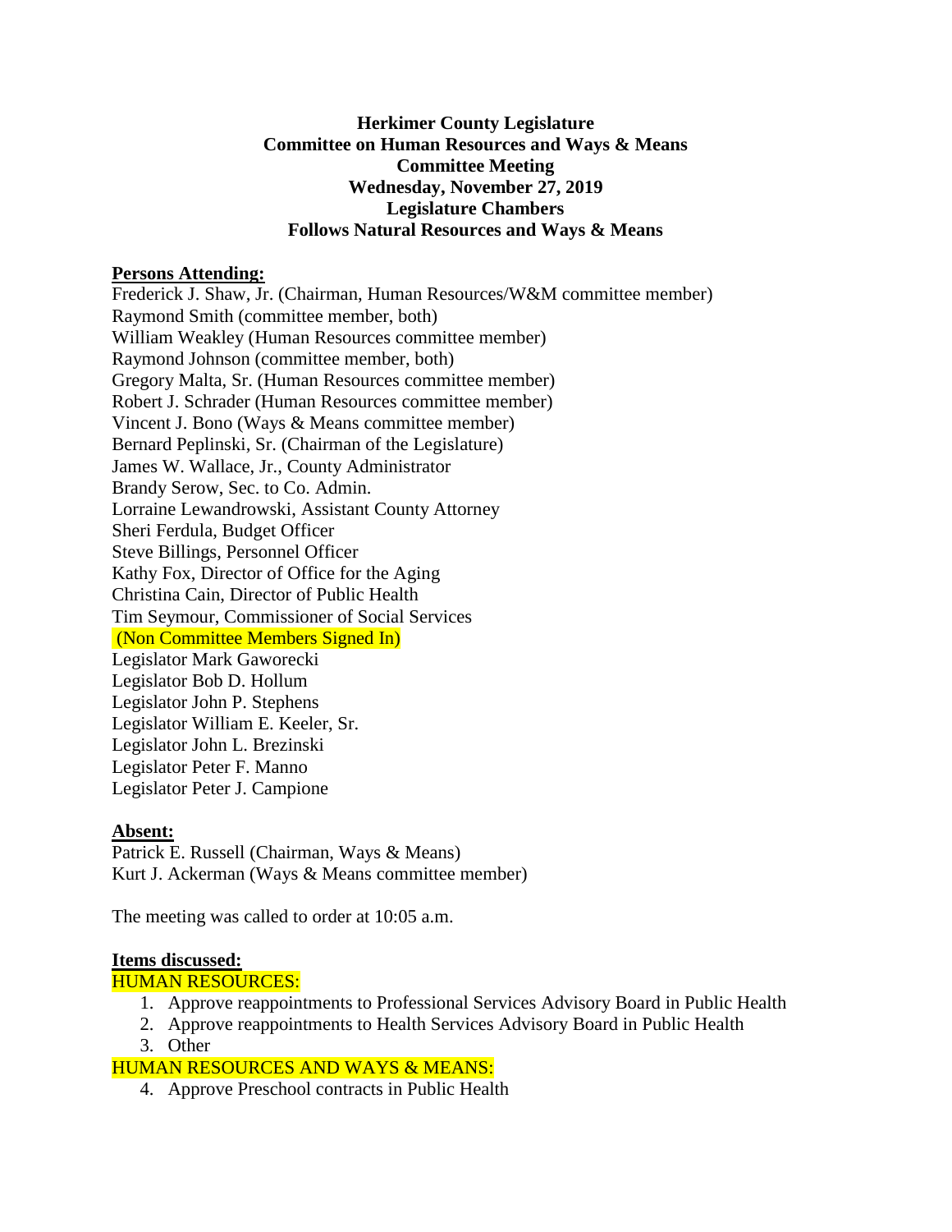**Herkimer County Legislature**
**Committee on Human Resources and Ways & Means**
**Committee Meeting**
**Wednesday, November 27, 2019**
**Legislature Chambers**
**Follows Natural Resources and Ways & Means**

**Persons Attending:**

Frederick J. Shaw, Jr. (Chairman, Human Resources/W&M committee member)
Raymond Smith (committee member, both)
William Weakley (Human Resources committee member)
Raymond Johnson (committee member, both)
Gregory Malta, Sr. (Human Resources committee member)
Robert J. Schrader (Human Resources committee member)
Vincent J. Bono (Ways & Means committee member)
Bernard Peplinski, Sr. (Chairman of the Legislature)
James W. Wallace, Jr., County Administrator
Brandy Serow, Sec. to Co. Admin.
Lorraine Lewandrowski, Assistant County Attorney
Sheri Ferdula, Budget Officer
Steve Billings, Personnel Officer
Kathy Fox, Director of Office for the Aging
Christina Cain, Director of Public Health
Tim Seymour, Commissioner of Social Services
(Non Committee Members Signed In)
Legislator Mark Gaworecki
Legislator Bob D. Hollum
Legislator John P. Stephens
Legislator William E. Keeler, Sr.
Legislator John L. Brezinski
Legislator Peter F. Manno
Legislator Peter J. Campione

**Absent:**

Patrick E. Russell (Chairman, Ways & Means)
Kurt J. Ackerman (Ways & Means committee member)

The meeting was called to order at 10:05 a.m.

**Items discussed:**

HUMAN RESOURCES:

1. Approve reappointments to Professional Services Advisory Board in Public Health
2. Approve reappointments to Health Services Advisory Board in Public Health
3. Other

HUMAN RESOURCES AND WAYS & MEANS:

4. Approve Preschool contracts in Public Health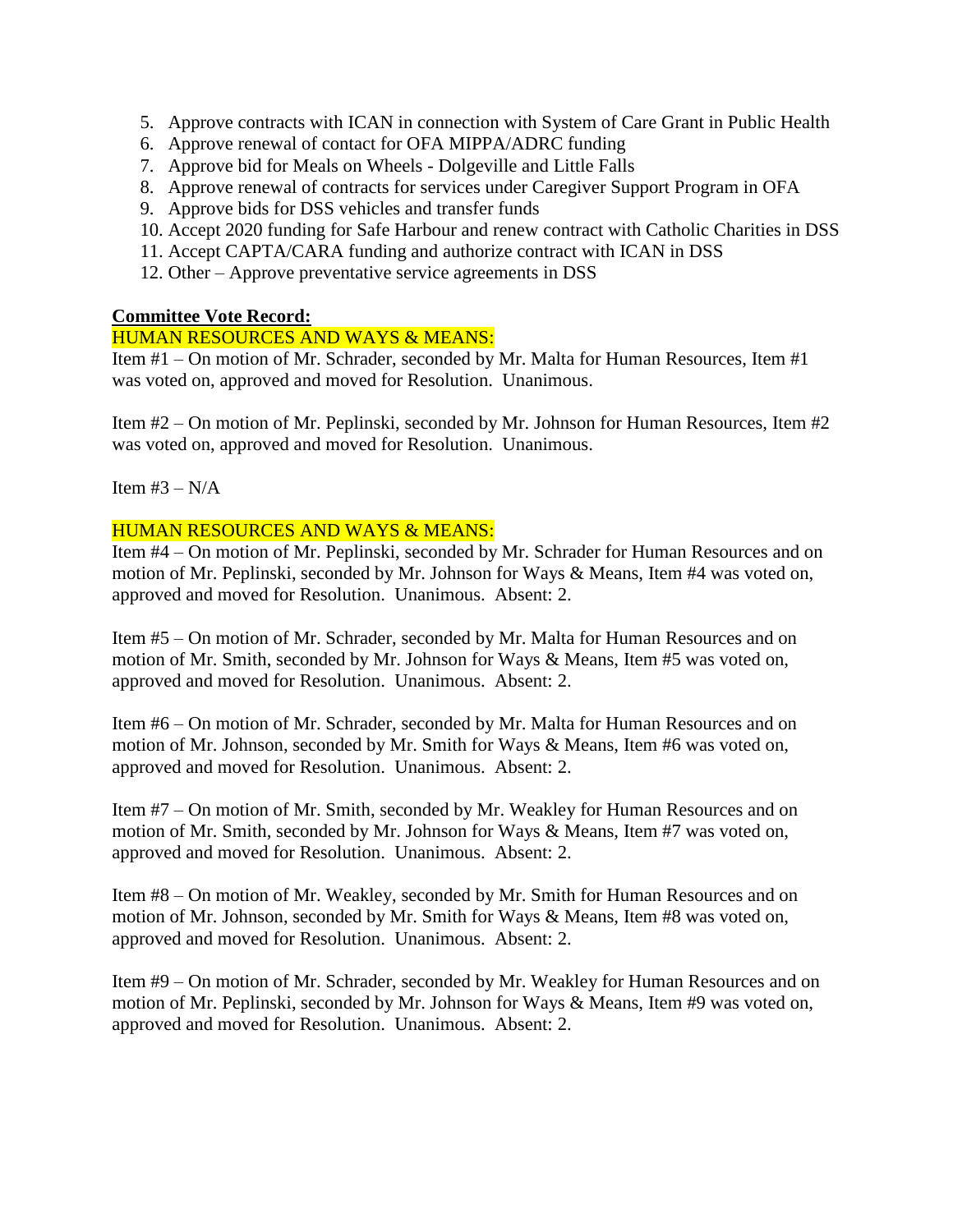5. Approve contracts with ICAN in connection with System of Care Grant in Public Health
6. Approve renewal of contact for OFA MIPPA/ADRC funding
7. Approve bid for Meals on Wheels - Dolgeville and Little Falls
8. Approve renewal of contracts for services under Caregiver Support Program in OFA
9. Approve bids for DSS vehicles and transfer funds
10. Accept 2020 funding for Safe Harbour and renew contract with Catholic Charities in DSS
11. Accept CAPTA/CARA funding and authorize contract with ICAN in DSS
12. Other – Approve preventative service agreements in DSS

**Committee Vote Record:**

HUMAN RESOURCES AND WAYS & MEANS:

Item #1 – On motion of Mr. Schrader, seconded by Mr. Malta for Human Resources, Item #1 was voted on, approved and moved for Resolution. Unanimous.

Item #2 – On motion of Mr. Peplinski, seconded by Mr. Johnson for Human Resources, Item #2 was voted on, approved and moved for Resolution. Unanimous.

Item #3 – N/A

HUMAN RESOURCES AND WAYS & MEANS:

Item #4 – On motion of Mr. Peplinski, seconded by Mr. Schrader for Human Resources and on motion of Mr. Peplinski, seconded by Mr. Johnson for Ways & Means, Item #4 was voted on, approved and moved for Resolution. Unanimous. Absent: 2.

Item #5 – On motion of Mr. Schrader, seconded by Mr. Malta for Human Resources and on motion of Mr. Smith, seconded by Mr. Johnson for Ways & Means, Item #5 was voted on, approved and moved for Resolution. Unanimous. Absent: 2.

Item #6 – On motion of Mr. Schrader, seconded by Mr. Malta for Human Resources and on motion of Mr. Johnson, seconded by Mr. Smith for Ways & Means, Item #6 was voted on, approved and moved for Resolution. Unanimous. Absent: 2.

Item #7 – On motion of Mr. Smith, seconded by Mr. Weakley for Human Resources and on motion of Mr. Smith, seconded by Mr. Johnson for Ways & Means, Item #7 was voted on, approved and moved for Resolution. Unanimous. Absent: 2.

Item #8 – On motion of Mr. Weakley, seconded by Mr. Smith for Human Resources and on motion of Mr. Johnson, seconded by Mr. Smith for Ways & Means, Item #8 was voted on, approved and moved for Resolution. Unanimous. Absent: 2.

Item #9 – On motion of Mr. Schrader, seconded by Mr. Weakley for Human Resources and on motion of Mr. Peplinski, seconded by Mr. Johnson for Ways & Means, Item #9 was voted on, approved and moved for Resolution. Unanimous. Absent: 2.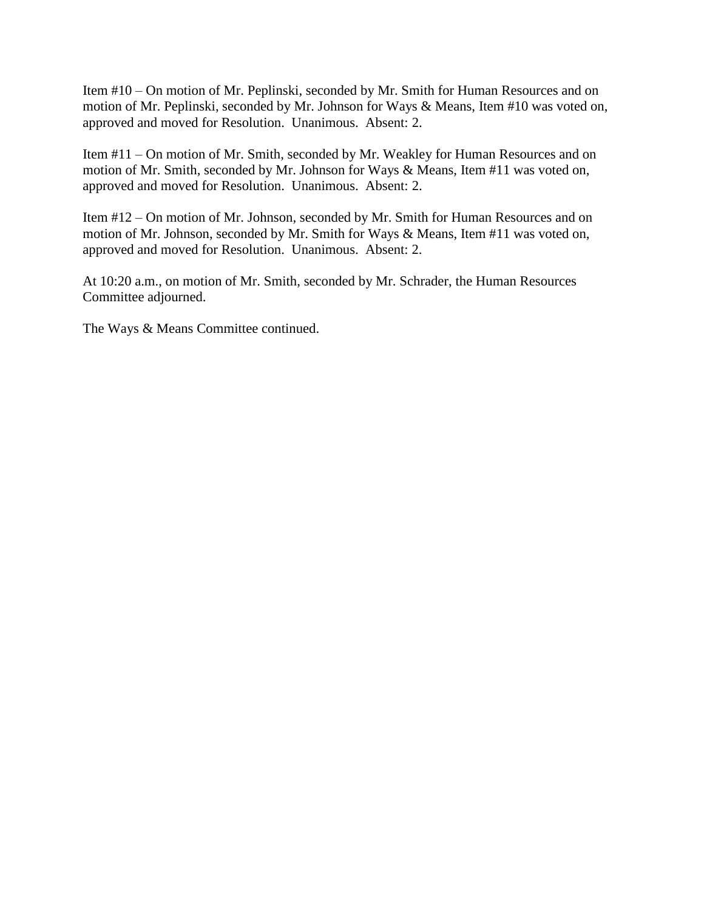Item #10 – On motion of Mr. Peplinski, seconded by Mr. Smith for Human Resources and on motion of Mr. Peplinski, seconded by Mr. Johnson for Ways & Means, Item #10 was voted on, approved and moved for Resolution. Unanimous. Absent: 2.

Item #11 – On motion of Mr. Smith, seconded by Mr. Weakley for Human Resources and on motion of Mr. Smith, seconded by Mr. Johnson for Ways & Means, Item #11 was voted on, approved and moved for Resolution. Unanimous. Absent: 2.

Item #12 – On motion of Mr. Johnson, seconded by Mr. Smith for Human Resources and on motion of Mr. Johnson, seconded by Mr. Smith for Ways & Means, Item #11 was voted on, approved and moved for Resolution. Unanimous. Absent: 2.

At 10:20 a.m., on motion of Mr. Smith, seconded by Mr. Schrader, the Human Resources Committee adjourned.

The Ways & Means Committee continued.